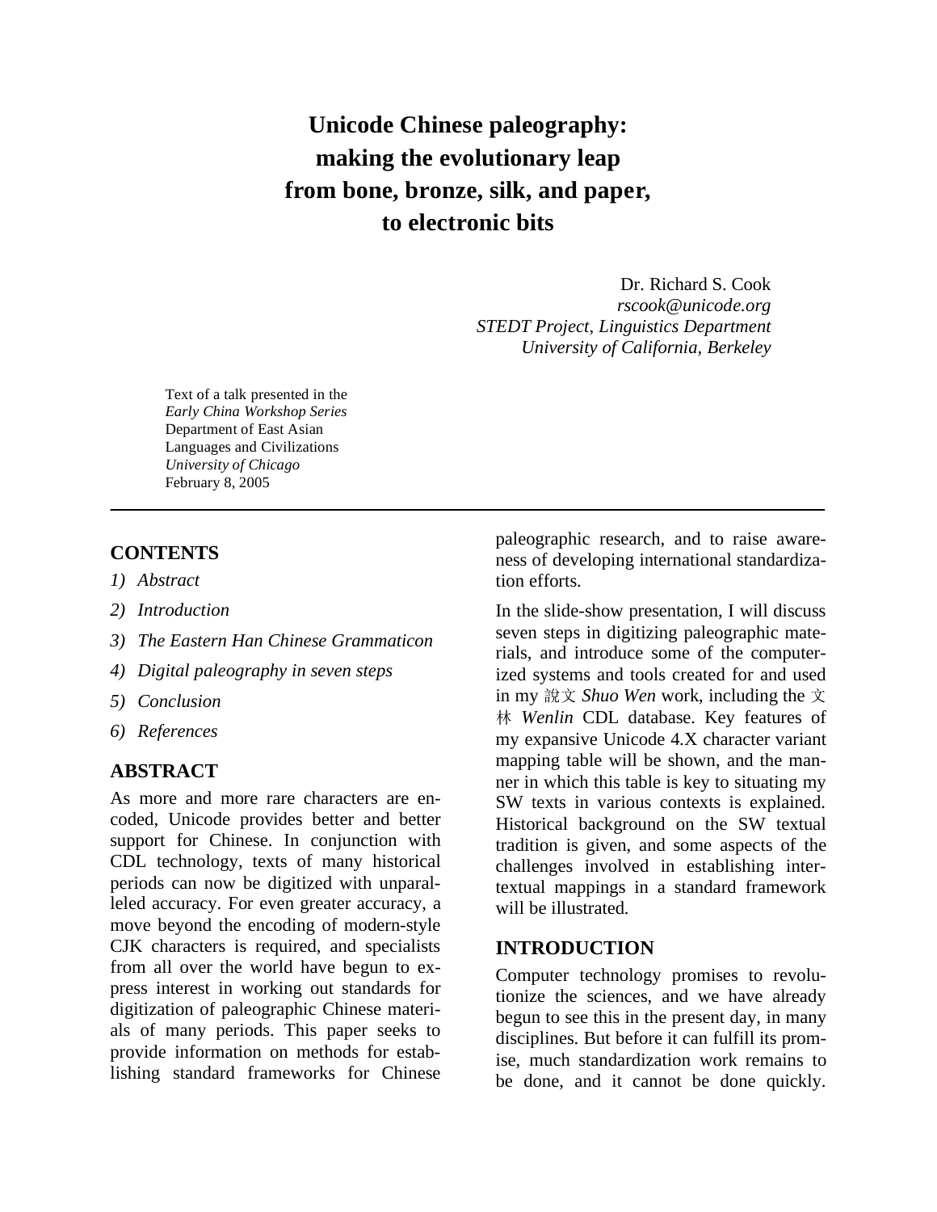# Unicode Chinese paleography: making the evolutionary leap from bone, bronze, silk, and paper, to electronic bits

Dr. Richard S. Cook
*rscook@unicode.org*
*STEDT Project, Linguistics Department*
*University of California, Berkeley*

Text of a talk presented in the
*Early China Workshop Series*
Department of East Asian Languages and Civilizations
*University of Chicago*
February 8, 2005

---

## CONTENTS

1) *Abstract*
2) *Introduction*
3) *The Eastern Han Chinese Grammaticon*
4) *Digital paleography in seven steps*
5) *Conclusion*
6) *References*

## ABSTRACT

As more and more rare characters are encoded, Unicode provides better and better support for Chinese. In conjunction with CDL technology, texts of many historical periods can now be digitized with unparalleled accuracy. For even greater accuracy, a move beyond the encoding of modern-style CJK characters is required, and specialists from all over the world have begun to express interest in working out standards for digitization of paleographic Chinese materials of many periods. This paper seeks to provide information on methods for establishing standard frameworks for Chinese paleographic research, and to raise awareness of developing international standardization efforts.

In the slide-show presentation, I will discuss seven steps in digitizing paleographic materials, and introduce some of the computerized systems and tools created for and used in my 說文 *Shuo Wen* work, including the 文林 *Wenlin* CDL database. Key features of my expansive Unicode 4.X character variant mapping table will be shown, and the manner in which this table is key to situating my SW texts in various contexts is explained. Historical background on the SW textual tradition is given, and some aspects of the challenges involved in establishing intertextual mappings in a standard framework will be illustrated.

## INTRODUCTION

Computer technology promises to revolutionize the sciences, and we have already begun to see this in the present day, in many disciplines. But before it can fulfill its promise, much standardization work remains to be done, and it cannot be done quickly.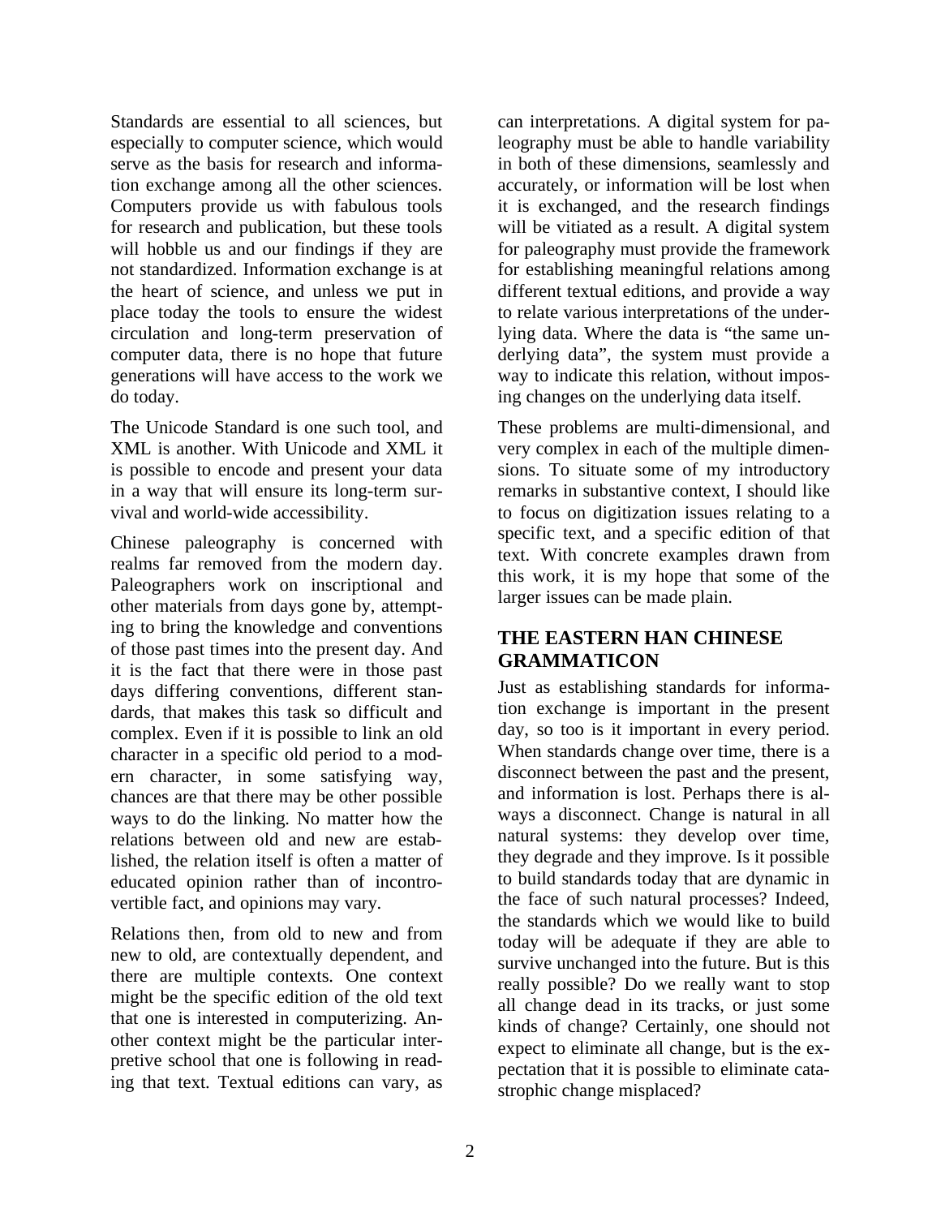Standards are essential to all sciences, but especially to computer science, which would serve as the basis for research and information exchange among all the other sciences. Computers provide us with fabulous tools for research and publication, but these tools will hobble us and our findings if they are not standardized. Information exchange is at the heart of science, and unless we put in place today the tools to ensure the widest circulation and long-term preservation of computer data, there is no hope that future generations will have access to the work we do today.

The Unicode Standard is one such tool, and XML is another. With Unicode and XML it is possible to encode and present your data in a way that will ensure its long-term survival and world-wide accessibility.

Chinese paleography is concerned with realms far removed from the modern day. Paleographers work on inscriptional and other materials from days gone by, attempting to bring the knowledge and conventions of those past times into the present day. And it is the fact that there were in those past days differing conventions, different standards, that makes this task so difficult and complex. Even if it is possible to link an old character in a specific old period to a modern character, in some satisfying way, chances are that there may be other possible ways to do the linking. No matter how the relations between old and new are established, the relation itself is often a matter of educated opinion rather than of incontrovertible fact, and opinions may vary.

Relations then, from old to new and from new to old, are contextually dependent, and there are multiple contexts. One context might be the specific edition of the old text that one is interested in computerizing. Another context might be the particular interpretive school that one is following in reading that text. Textual editions can vary, as can interpretations. A digital system for paleography must be able to handle variability in both of these dimensions, seamlessly and accurately, or information will be lost when it is exchanged, and the research findings will be vitiated as a result. A digital system for paleography must provide the framework for establishing meaningful relations among different textual editions, and provide a way to relate various interpretations of the underlying data. Where the data is "the same underlying data", the system must provide a way to indicate this relation, without imposing changes on the underlying data itself.

These problems are multi-dimensional, and very complex in each of the multiple dimensions. To situate some of my introductory remarks in substantive context, I should like to focus on digitization issues relating to a specific text, and a specific edition of that text. With concrete examples drawn from this work, it is my hope that some of the larger issues can be made plain.

## THE EASTERN HAN CHINESE GRAMMATICON

Just as establishing standards for information exchange is important in the present day, so too is it important in every period. When standards change over time, there is a disconnect between the past and the present, and information is lost. Perhaps there is always a disconnect. Change is natural in all natural systems: they develop over time, they degrade and they improve. Is it possible to build standards today that are dynamic in the face of such natural processes? Indeed, the standards which we would like to build today will be adequate if they are able to survive unchanged into the future. But is this really possible? Do we really want to stop all change dead in its tracks, or just some kinds of change? Certainly, one should not expect to eliminate all change, but is the expectation that it is possible to eliminate catastrophic change misplaced?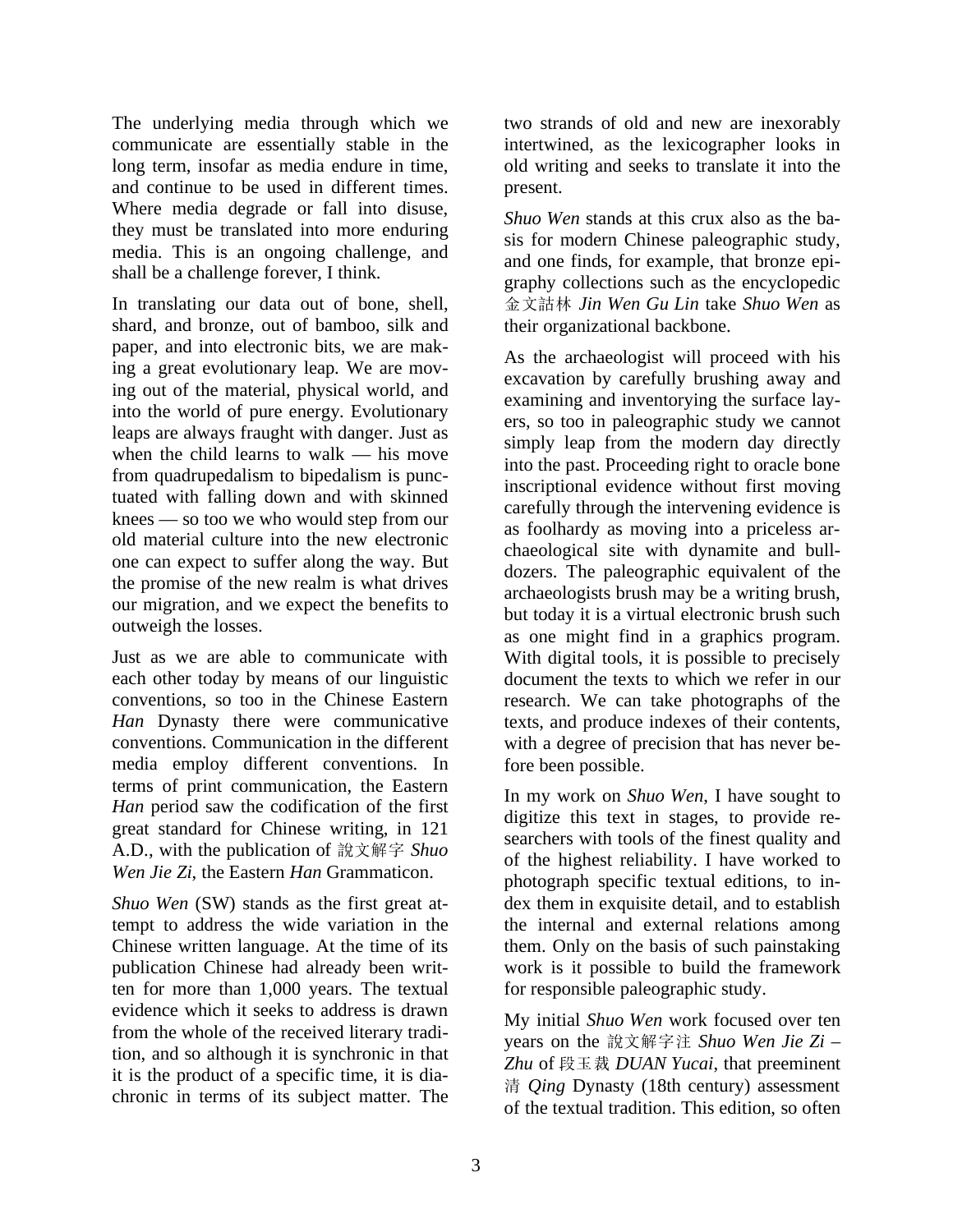The underlying media through which we communicate are essentially stable in the long term, insofar as media endure in time, and continue to be used in different times. Where media degrade or fall into disuse, they must be translated into more enduring media. This is an ongoing challenge, and shall be a challenge forever, I think.

In translating our data out of bone, shell, shard, and bronze, out of bamboo, silk and paper, and into electronic bits, we are making a great evolutionary leap. We are moving out of the material, physical world, and into the world of pure energy. Evolutionary leaps are always fraught with danger. Just as when the child learns to walk — his move from quadrupedalism to bipedalism is punctuated with falling down and with skinned knees — so too we who would step from our old material culture into the new electronic one can expect to suffer along the way. But the promise of the new realm is what drives our migration, and we expect the benefits to outweigh the losses.

Just as we are able to communicate with each other today by means of our linguistic conventions, so too in the Chinese Eastern *Han* Dynasty there were communicative conventions. Communication in the different media employ different conventions. In terms of print communication, the Eastern *Han* period saw the codification of the first great standard for Chinese writing, in 121 A.D., with the publication of 說文解字 *Shuo Wen Jie Zi*, the Eastern *Han* Grammaticon.

*Shuo Wen* (SW) stands as the first great attempt to address the wide variation in the Chinese written language. At the time of its publication Chinese had already been written for more than 1,000 years. The textual evidence which it seeks to address is drawn from the whole of the received literary tradition, and so although it is synchronic in that it is the product of a specific time, it is diachronic in terms of its subject matter. The two strands of old and new are inexorably intertwined, as the lexicographer looks in old writing and seeks to translate it into the present.

*Shuo Wen* stands at this crux also as the basis for modern Chinese paleographic study, and one finds, for example, that bronze epigraphy collections such as the encyclopedic 金文詁林 *Jin Wen Gu Lin* take *Shuo Wen* as their organizational backbone.

As the archaeologist will proceed with his excavation by carefully brushing away and examining and inventorying the surface layers, so too in paleographic study we cannot simply leap from the modern day directly into the past. Proceeding right to oracle bone inscriptional evidence without first moving carefully through the intervening evidence is as foolhardy as moving into a priceless archaeological site with dynamite and bulldozers. The paleographic equivalent of the archaeologists brush may be a writing brush, but today it is a virtual electronic brush such as one might find in a graphics program. With digital tools, it is possible to precisely document the texts to which we refer in our research. We can take photographs of the texts, and produce indexes of their contents, with a degree of precision that has never before been possible.

In my work on *Shuo Wen*, I have sought to digitize this text in stages, to provide researchers with tools of the finest quality and of the highest reliability. I have worked to photograph specific textual editions, to index them in exquisite detail, and to establish the internal and external relations among them. Only on the basis of such painstaking work is it possible to build the framework for responsible paleographic study.

My initial *Shuo Wen* work focused over ten years on the 說文解字注 *Shuo Wen Jie Zi – Zhu* of 段玉裁 *DUAN Yucai*, that preeminent 清 *Qing* Dynasty (18th century) assessment of the textual tradition. This edition, so often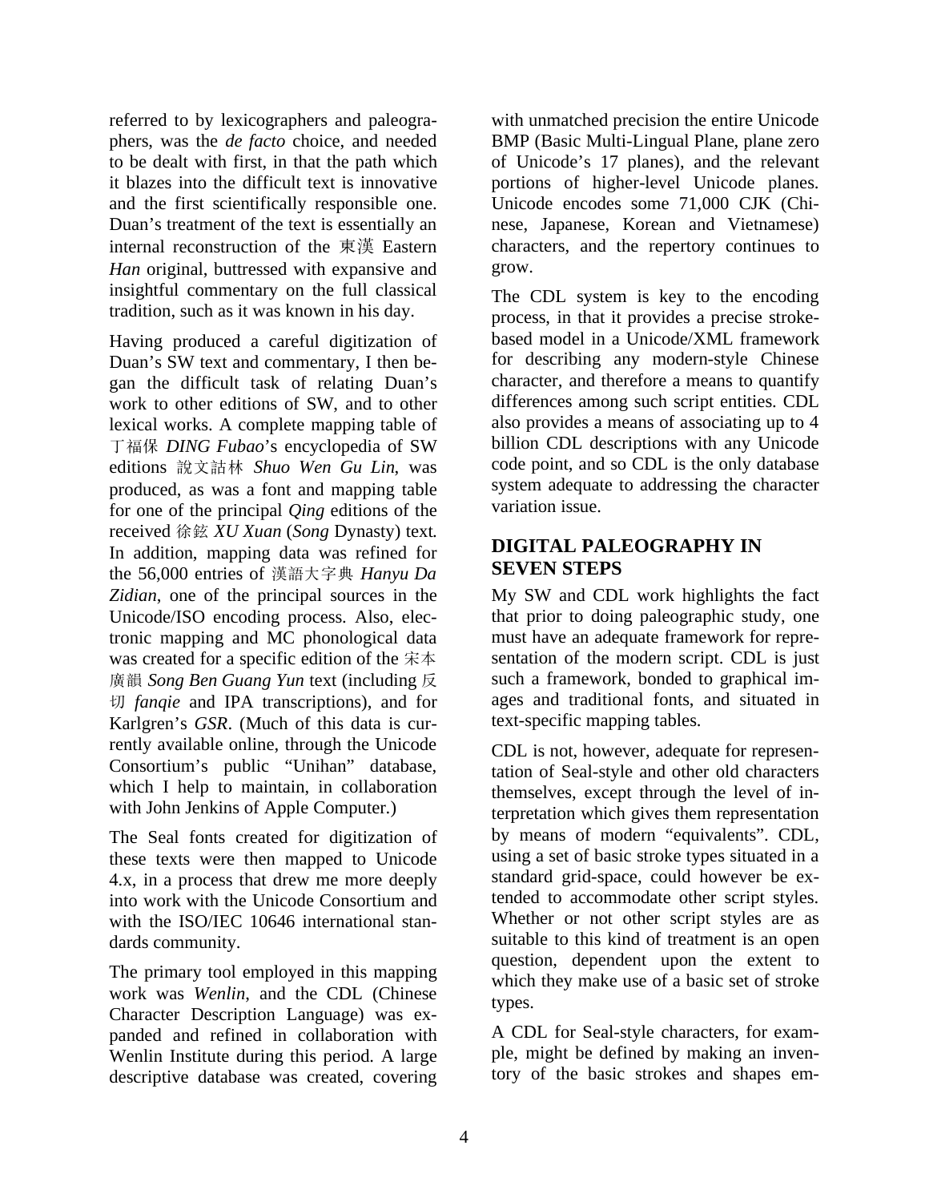referred to by lexicographers and paleographers, was the *de facto* choice, and needed to be dealt with first, in that the path which it blazes into the difficult text is innovative and the first scientifically responsible one. Duan's treatment of the text is essentially an internal reconstruction of the 東漢 Eastern *Han* original, buttressed with expansive and insightful commentary on the full classical tradition, such as it was known in his day.

Having produced a careful digitization of Duan's SW text and commentary, I then began the difficult task of relating Duan's work to other editions of SW, and to other lexical works. A complete mapping table of 丁福保 *DING Fubao*'s encyclopedia of SW editions 說文詁林 *Shuo Wen Gu Lin*, was produced, as was a font and mapping table for one of the principal *Qing* editions of the received 徐鉉 *XU Xuan* (*Song* Dynasty) text. In addition, mapping data was refined for the 56,000 entries of 漢語大字典 *Hanyu Da Zidian*, one of the principal sources in the Unicode/ISO encoding process. Also, electronic mapping and MC phonological data was created for a specific edition of the 宋本廣韻 *Song Ben Guang Yun* text (including 反切 *fanqie* and IPA transcriptions), and for Karlgren's *GSR*. (Much of this data is currently available online, through the Unicode Consortium's public "Unihan" database, which I help to maintain, in collaboration with John Jenkins of Apple Computer.)

The Seal fonts created for digitization of these texts were then mapped to Unicode 4.x, in a process that drew me more deeply into work with the Unicode Consortium and with the ISO/IEC 10646 international standards community.

The primary tool employed in this mapping work was *Wenlin*, and the CDL (Chinese Character Description Language) was expanded and refined in collaboration with Wenlin Institute during this period. A large descriptive database was created, covering with unmatched precision the entire Unicode BMP (Basic Multi-Lingual Plane, plane zero of Unicode's 17 planes), and the relevant portions of higher-level Unicode planes. Unicode encodes some 71,000 CJK (Chinese, Japanese, Korean and Vietnamese) characters, and the repertory continues to grow.

The CDL system is key to the encoding process, in that it provides a precise stroke-based model in a Unicode/XML framework for describing any modern-style Chinese character, and therefore a means to quantify differences among such script entities. CDL also provides a means of associating up to 4 billion CDL descriptions with any Unicode code point, and so CDL is the only database system adequate to addressing the character variation issue.

## DIGITAL PALEOGRAPHY IN SEVEN STEPS

My SW and CDL work highlights the fact that prior to doing paleographic study, one must have an adequate framework for representation of the modern script. CDL is just such a framework, bonded to graphical images and traditional fonts, and situated in text-specific mapping tables.

CDL is not, however, adequate for representation of Seal-style and other old characters themselves, except through the level of interpretation which gives them representation by means of modern "equivalents". CDL, using a set of basic stroke types situated in a standard grid-space, could however be extended to accommodate other script styles. Whether or not other script styles are as suitable to this kind of treatment is an open question, dependent upon the extent to which they make use of a basic set of stroke types.

A CDL for Seal-style characters, for example, might be defined by making an inventory of the basic strokes and shapes em-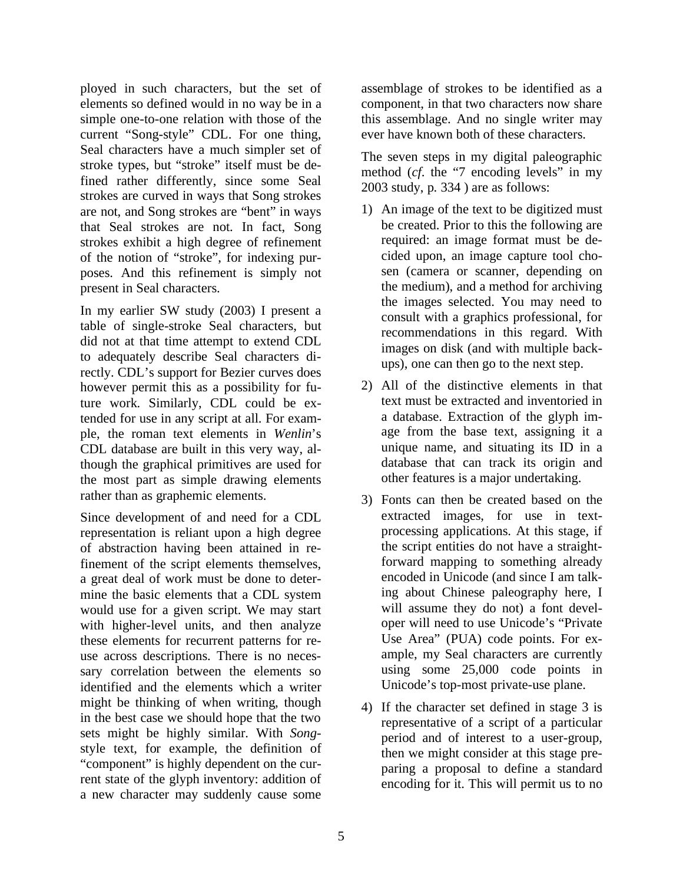ployed in such characters, but the set of elements so defined would in no way be in a simple one-to-one relation with those of the current "Song-style" CDL. For one thing, Seal characters have a much simpler set of stroke types, but "stroke" itself must be defined rather differently, since some Seal strokes are curved in ways that Song strokes are not, and Song strokes are "bent" in ways that Seal strokes are not. In fact, Song strokes exhibit a high degree of refinement of the notion of "stroke", for indexing purposes. And this refinement is simply not present in Seal characters.

In my earlier SW study (2003) I present a table of single-stroke Seal characters, but did not at that time attempt to extend CDL to adequately describe Seal characters directly. CDL's support for Bezier curves does however permit this as a possibility for future work. Similarly, CDL could be extended for use in any script at all. For example, the roman text elements in *Wenlin*'s CDL database are built in this very way, although the graphical primitives are used for the most part as simple drawing elements rather than as graphemic elements.

Since development of and need for a CDL representation is reliant upon a high degree of abstraction having been attained in refinement of the script elements themselves, a great deal of work must be done to determine the basic elements that a CDL system would use for a given script. We may start with higher-level units, and then analyze these elements for recurrent patterns for reuse across descriptions. There is no necessary correlation between the elements so identified and the elements which a writer might be thinking of when writing, though in the best case we should hope that the two sets might be highly similar. With *Song*-style text, for example, the definition of "component" is highly dependent on the current state of the glyph inventory: addition of a new character may suddenly cause some assemblage of strokes to be identified as a component, in that two characters now share this assemblage. And no single writer may ever have known both of these characters.

The seven steps in my digital paleographic method (*cf*. the "7 encoding levels" in my 2003 study, p. 334 ) are as follows:

1) An image of the text to be digitized must be created. Prior to this the following are required: an image format must be decided upon, an image capture tool chosen (camera or scanner, depending on the medium), and a method for archiving the images selected. You may need to consult with a graphics professional, for recommendations in this regard. With images on disk (and with multiple backups), one can then go to the next step.
2) All of the distinctive elements in that text must be extracted and inventoried in a database. Extraction of the glyph image from the base text, assigning it a unique name, and situating its ID in a database that can track its origin and other features is a major undertaking.
3) Fonts can then be created based on the extracted images, for use in text-processing applications. At this stage, if the script entities do not have a straightforward mapping to something already encoded in Unicode (and since I am talking about Chinese paleography here, I will assume they do not) a font developer will need to use Unicode's "Private Use Area" (PUA) code points. For example, my Seal characters are currently using some 25,000 code points in Unicode's top-most private-use plane.
4) If the character set defined in stage 3 is representative of a script of a particular period and of interest to a user-group, then we might consider at this stage preparing a proposal to define a standard encoding for it. This will permit us to no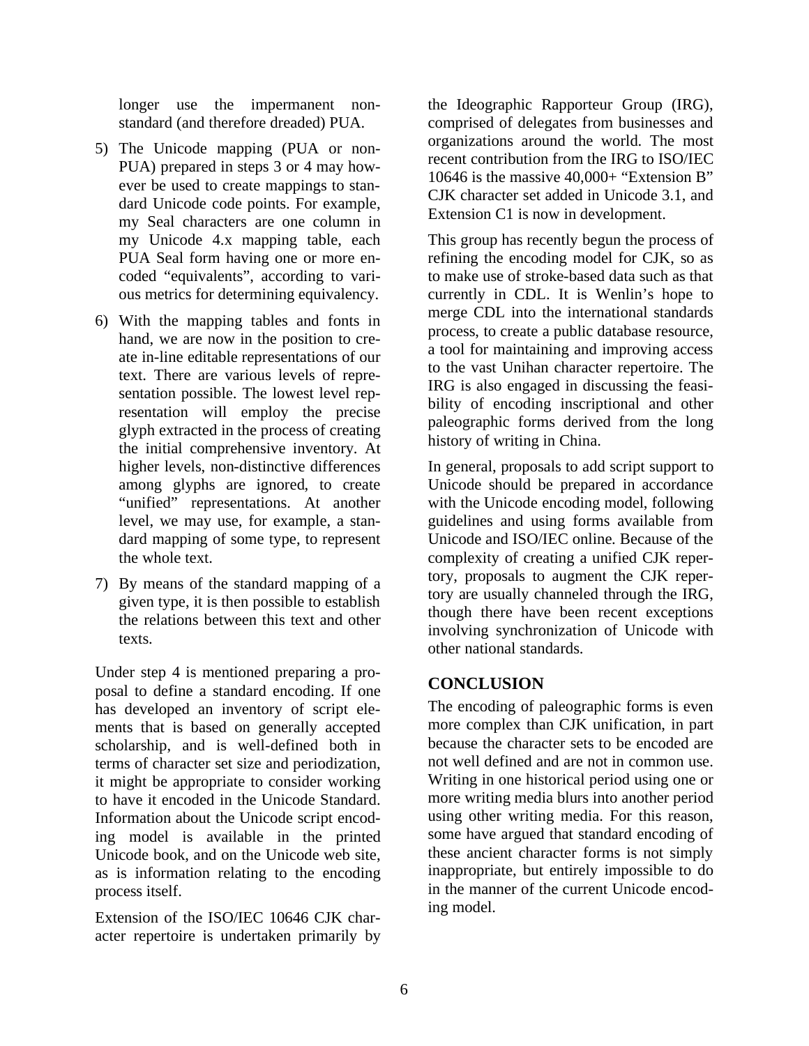longer use the impermanent non-standard (and therefore dreaded) PUA.

5) The Unicode mapping (PUA or non-PUA) prepared in steps 3 or 4 may however be used to create mappings to standard Unicode code points. For example, my Seal characters are one column in my Unicode 4.x mapping table, each PUA Seal form having one or more encoded "equivalents", according to various metrics for determining equivalency.

6) With the mapping tables and fonts in hand, we are now in the position to create in-line editable representations of our text. There are various levels of representation possible. The lowest level representation will employ the precise glyph extracted in the process of creating the initial comprehensive inventory. At higher levels, non-distinctive differences among glyphs are ignored, to create "unified" representations. At another level, we may use, for example, a standard mapping of some type, to represent the whole text.

7) By means of the standard mapping of a given type, it is then possible to establish the relations between this text and other texts.

Under step 4 is mentioned preparing a proposal to define a standard encoding. If one has developed an inventory of script elements that is based on generally accepted scholarship, and is well-defined both in terms of character set size and periodization, it might be appropriate to consider working to have it encoded in the Unicode Standard. Information about the Unicode script encoding model is available in the printed Unicode book, and on the Unicode web site, as is information relating to the encoding process itself.

Extension of the ISO/IEC 10646 CJK character repertoire is undertaken primarily by the Ideographic Rapporteur Group (IRG), comprised of delegates from businesses and organizations around the world. The most recent contribution from the IRG to ISO/IEC 10646 is the massive 40,000+ "Extension B" CJK character set added in Unicode 3.1, and Extension C1 is now in development.

This group has recently begun the process of refining the encoding model for CJK, so as to make use of stroke-based data such as that currently in CDL. It is Wenlin's hope to merge CDL into the international standards process, to create a public database resource, a tool for maintaining and improving access to the vast Unihan character repertoire. The IRG is also engaged in discussing the feasibility of encoding inscriptional and other paleographic forms derived from the long history of writing in China.

In general, proposals to add script support to Unicode should be prepared in accordance with the Unicode encoding model, following guidelines and using forms available from Unicode and ISO/IEC online. Because of the complexity of creating a unified CJK repertory, proposals to augment the CJK repertory are usually channeled through the IRG, though there have been recent exceptions involving synchronization of Unicode with other national standards.

## CONCLUSION

The encoding of paleographic forms is even more complex than CJK unification, in part because the character sets to be encoded are not well defined and are not in common use. Writing in one historical period using one or more writing media blurs into another period using other writing media. For this reason, some have argued that standard encoding of these ancient character forms is not simply inappropriate, but entirely impossible to do in the manner of the current Unicode encoding model.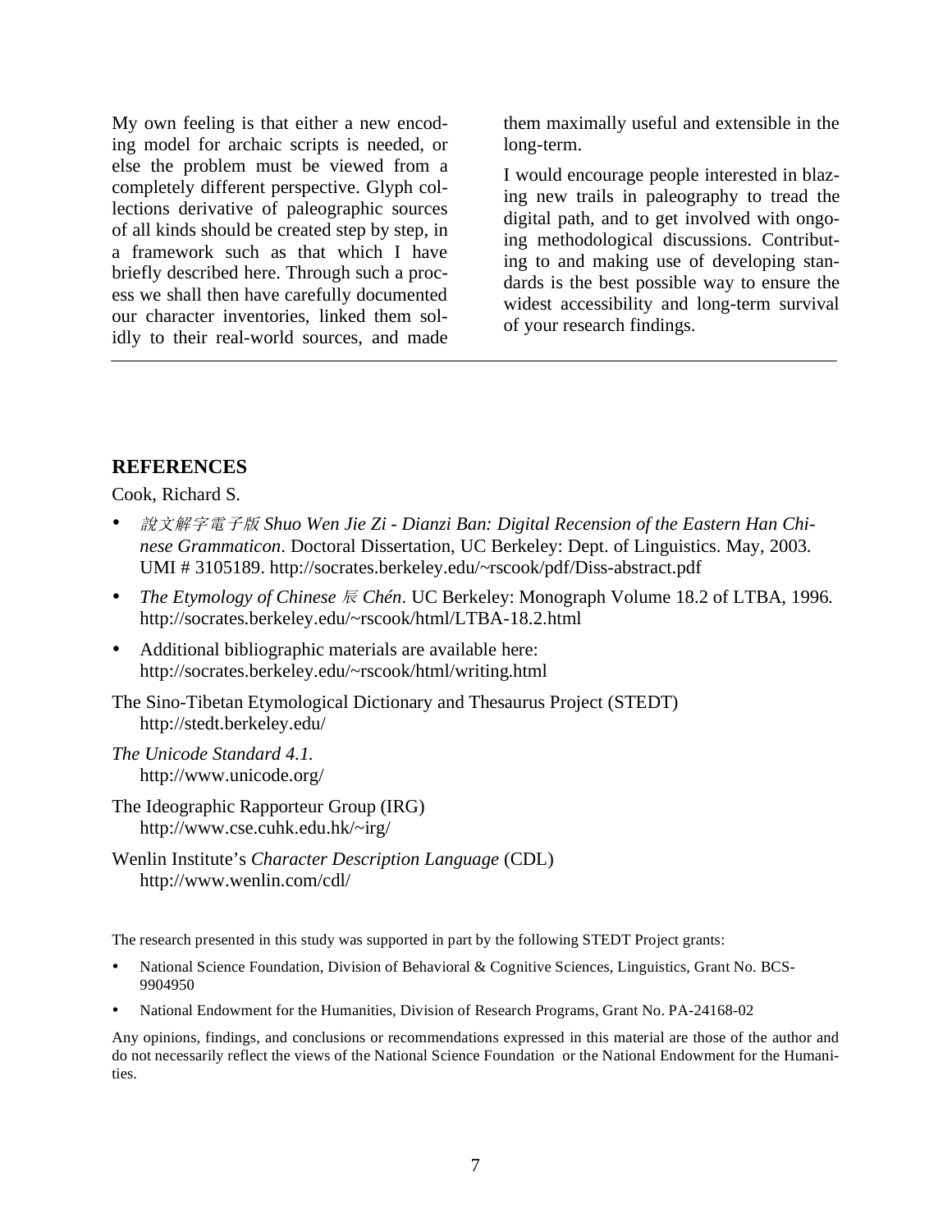My own feeling is that either a new encoding model for archaic scripts is needed, or else the problem must be viewed from a completely different perspective. Glyph collections derivative of paleographic sources of all kinds should be created step by step, in a framework such as that which I have briefly described here. Through such a process we shall then have carefully documented our character inventories, linked them solidly to their real-world sources, and made them maximally useful and extensible in the long-term.

I would encourage people interested in blazing new trails in paleography to tread the digital path, and to get involved with ongoing methodological discussions. Contributing to and making use of developing standards is the best possible way to ensure the widest accessibility and long-term survival of your research findings.

---

## REFERENCES

Cook, Richard S.

- *說文解字電子版 Shuo Wen Jie Zi - Dianzi Ban: Digital Recension of the Eastern Han Chinese Grammaticon*. Doctoral Dissertation, UC Berkeley: Dept. of Linguistics. May, 2003. UMI # 3105189. http://socrates.berkeley.edu/~rscook/pdf/Diss-abstract.pdf
- *The Etymology of Chinese 辰 Chén*. UC Berkeley: Monograph Volume 18.2 of LTBA, 1996. http://socrates.berkeley.edu/~rscook/html/LTBA-18.2.html
- Additional bibliographic materials are available here: http://socrates.berkeley.edu/~rscook/html/writing.html

The Sino-Tibetan Etymological Dictionary and Thesaurus Project (STEDT)
http://stedt.berkeley.edu/

*The Unicode Standard 4.1.*
http://www.unicode.org/

The Ideographic Rapporteur Group (IRG)
http://www.cse.cuhk.edu.hk/~irg/

Wenlin Institute's *Character Description Language* (CDL)
http://www.wenlin.com/cdl/

The research presented in this study was supported in part by the following STEDT Project grants:

- National Science Foundation, Division of Behavioral & Cognitive Sciences, Linguistics, Grant No. BCS-9904950
- National Endowment for the Humanities, Division of Research Programs, Grant No. PA-24168-02

Any opinions, findings, and conclusions or recommendations expressed in this material are those of the author and do not necessarily reflect the views of the National Science Foundation or the National Endowment for the Humanities.